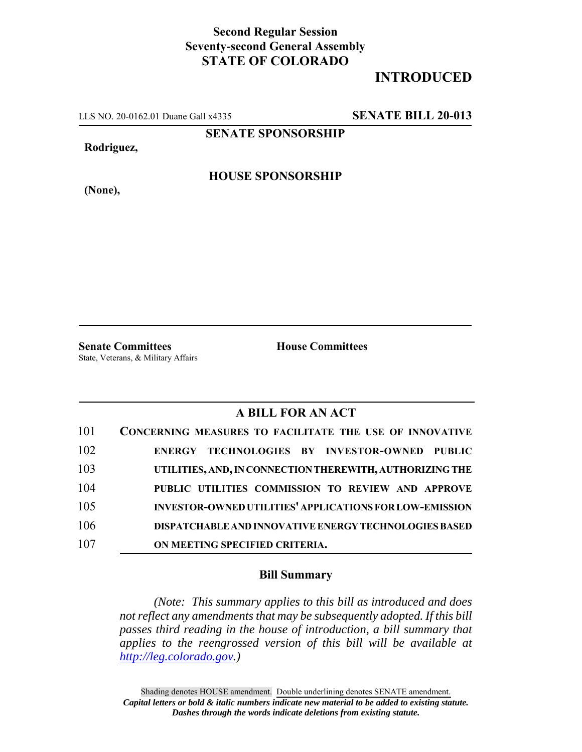**Second Regular Session**
**Seventy-second General Assembly**
**STATE OF COLORADO**

# INTRODUCED

LLS NO. 20-0162.01 Duane Gall x4335 **SENATE BILL 20-013**

**SENATE SPONSORSHIP**

**Rodriguez,**

**HOUSE SPONSORSHIP**

**(None),**

**Senate Committees**
State, Veterans, & Military Affairs

**House Committees**

## A BILL FOR AN ACT

101 **CONCERNING MEASURES TO FACILITATE THE USE OF INNOVATIVE**
102 **ENERGY TECHNOLOGIES BY INVESTOR-OWNED PUBLIC**
103 **UTILITIES, AND, IN CONNECTION THEREWITH, AUTHORIZING THE**
104 **PUBLIC UTILITIES COMMISSION TO REVIEW AND APPROVE**
105 **INVESTOR-OWNED UTILITIES' APPLICATIONS FOR LOW-EMISSION**
106 **DISPATCHABLE AND INNOVATIVE ENERGY TECHNOLOGIES BASED**
107 **ON MEETING SPECIFIED CRITERIA.**

### Bill Summary

*(Note: This summary applies to this bill as introduced and does not reflect any amendments that may be subsequently adopted. If this bill passes third reading in the house of introduction, a bill summary that applies to the reengrossed version of this bill will be available at http://leg.colorado.gov.)*

Shading denotes HOUSE amendment. Double underlining denotes SENATE amendment.
*Capital letters or bold & italic numbers indicate new material to be added to existing statute.*
*Dashes through the words indicate deletions from existing statute.*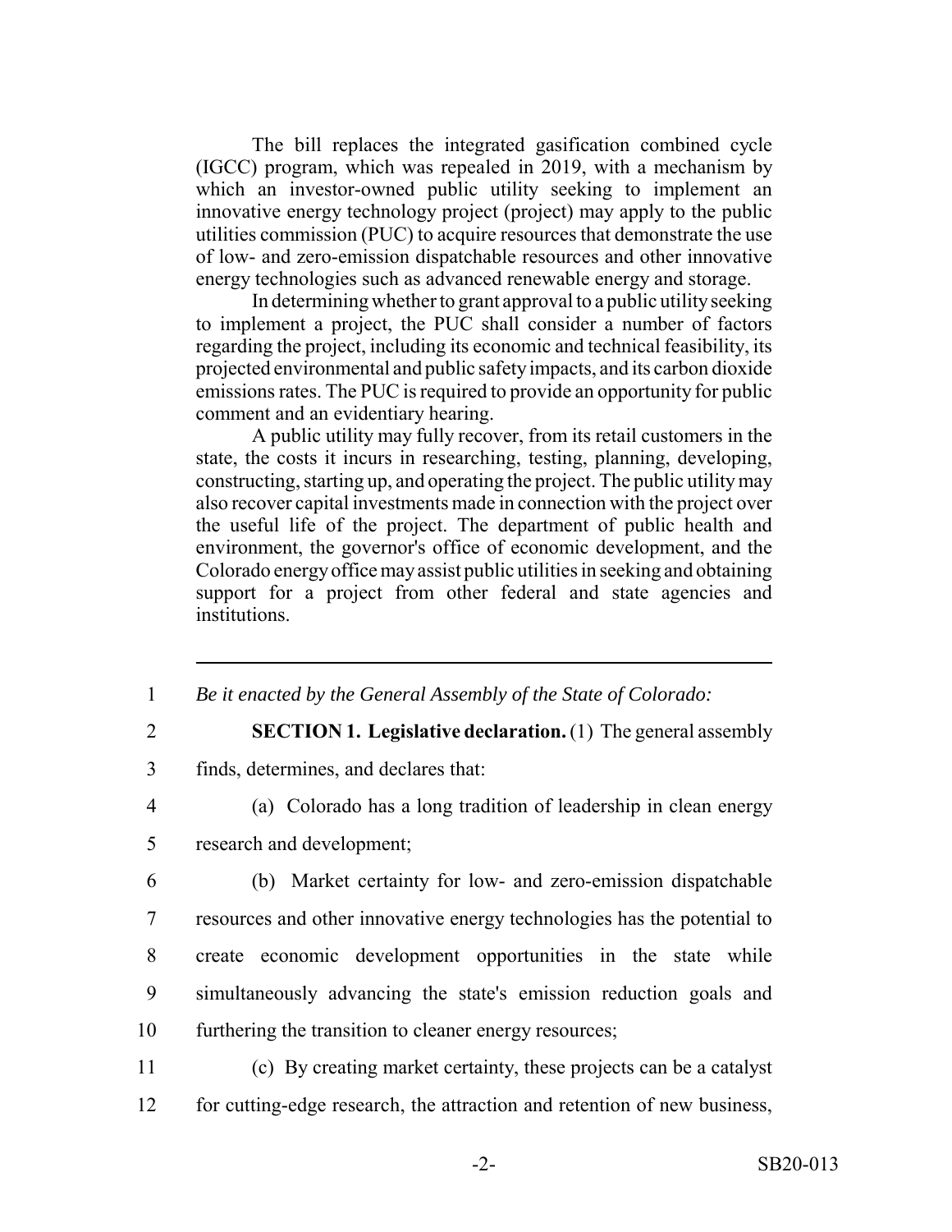The bill replaces the integrated gasification combined cycle (IGCC) program, which was repealed in 2019, with a mechanism by which an investor-owned public utility seeking to implement an innovative energy technology project (project) may apply to the public utilities commission (PUC) to acquire resources that demonstrate the use of low- and zero-emission dispatchable resources and other innovative energy technologies such as advanced renewable energy and storage.

In determining whether to grant approval to a public utility seeking to implement a project, the PUC shall consider a number of factors regarding the project, including its economic and technical feasibility, its projected environmental and public safety impacts, and its carbon dioxide emissions rates. The PUC is required to provide an opportunity for public comment and an evidentiary hearing.

A public utility may fully recover, from its retail customers in the state, the costs it incurs in researching, testing, planning, developing, constructing, starting up, and operating the project. The public utility may also recover capital investments made in connection with the project over the useful life of the project. The department of public health and environment, the governor's office of economic development, and the Colorado energy office may assist public utilities in seeking and obtaining support for a project from other federal and state agencies and institutions.

---

1 *Be it enacted by the General Assembly of the State of Colorado:*

2 **SECTION 1. Legislative declaration.** (1) The general assembly

3 finds, determines, and declares that:

4 (a) Colorado has a long tradition of leadership in clean energy

5 research and development;

6 (b) Market certainty for low- and zero-emission dispatchable

7 resources and other innovative energy technologies has the potential to

8 create economic development opportunities in the state while

9 simultaneously advancing the state's emission reduction goals and

10 furthering the transition to cleaner energy resources;

11 (c) By creating market certainty, these projects can be a catalyst

12 for cutting-edge research, the attraction and retention of new business,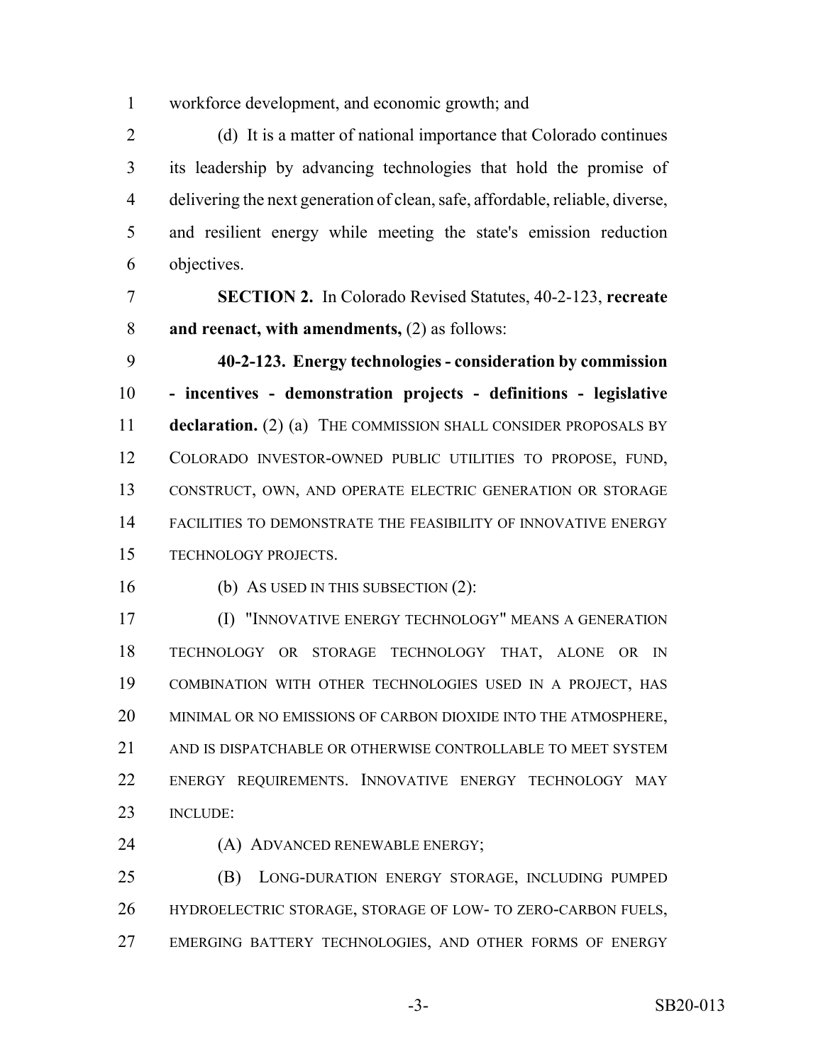workforce development, and economic growth; and

(d) It is a matter of national importance that Colorado continues its leadership by advancing technologies that hold the promise of delivering the next generation of clean, safe, affordable, reliable, diverse, and resilient energy while meeting the state's emission reduction objectives.

**SECTION 2.** In Colorado Revised Statutes, 40-2-123, **recreate and reenact, with amendments,** (2) as follows:

**40-2-123. Energy technologies - consideration by commission - incentives - demonstration projects - definitions - legislative declaration.** (2) (a) THE COMMISSION SHALL CONSIDER PROPOSALS BY COLORADO INVESTOR-OWNED PUBLIC UTILITIES TO PROPOSE, FUND, CONSTRUCT, OWN, AND OPERATE ELECTRIC GENERATION OR STORAGE FACILITIES TO DEMONSTRATE THE FEASIBILITY OF INNOVATIVE ENERGY TECHNOLOGY PROJECTS.

(b) AS USED IN THIS SUBSECTION (2):

(I) "INNOVATIVE ENERGY TECHNOLOGY" MEANS A GENERATION TECHNOLOGY OR STORAGE TECHNOLOGY THAT, ALONE OR IN COMBINATION WITH OTHER TECHNOLOGIES USED IN A PROJECT, HAS MINIMAL OR NO EMISSIONS OF CARBON DIOXIDE INTO THE ATMOSPHERE, AND IS DISPATCHABLE OR OTHERWISE CONTROLLABLE TO MEET SYSTEM ENERGY REQUIREMENTS. INNOVATIVE ENERGY TECHNOLOGY MAY INCLUDE:

(A) ADVANCED RENEWABLE ENERGY;

(B) LONG-DURATION ENERGY STORAGE, INCLUDING PUMPED HYDROELECTRIC STORAGE, STORAGE OF LOW- TO ZERO-CARBON FUELS, EMERGING BATTERY TECHNOLOGIES, AND OTHER FORMS OF ENERGY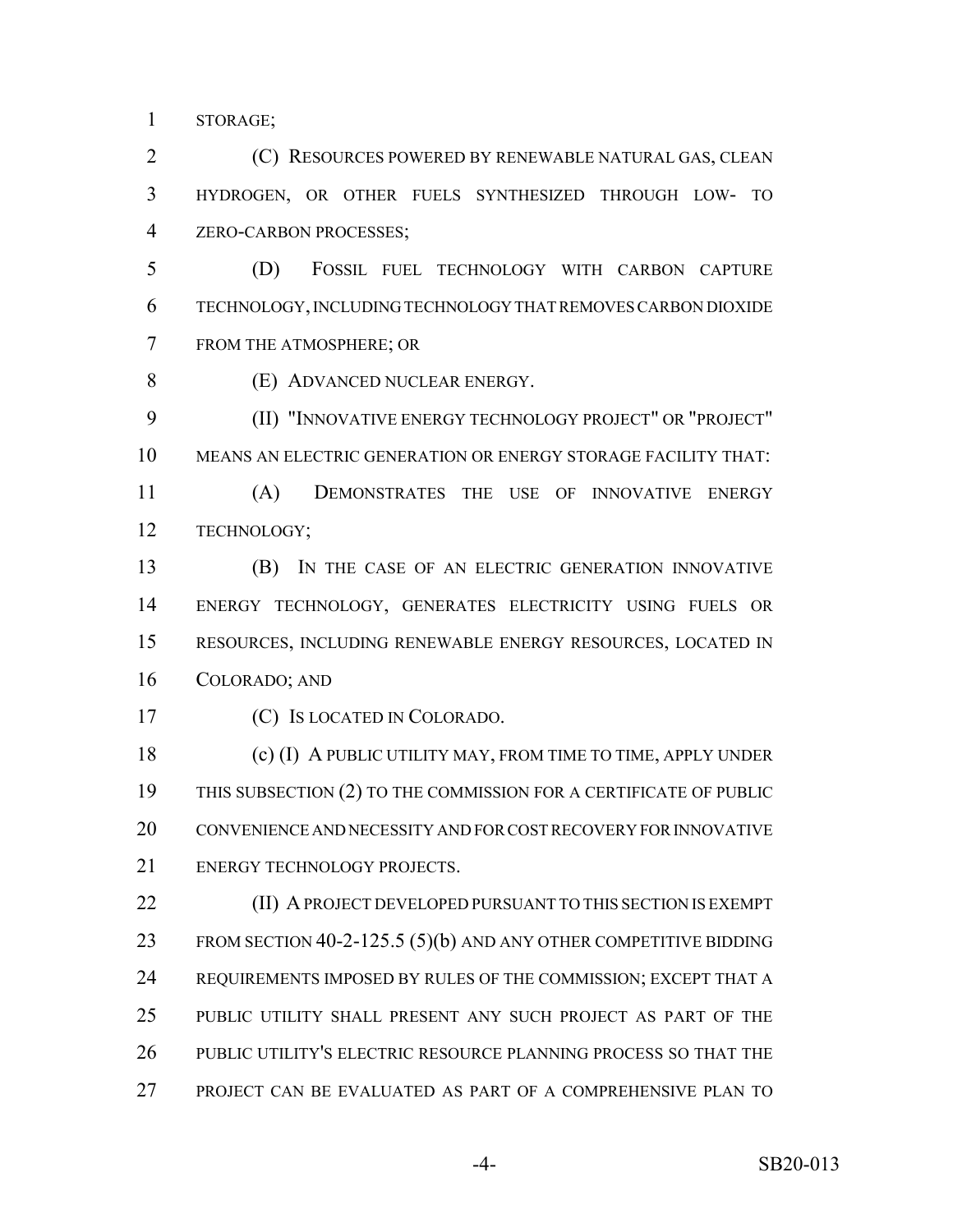STORAGE;

(C) RESOURCES POWERED BY RENEWABLE NATURAL GAS, CLEAN HYDROGEN, OR OTHER FUELS SYNTHESIZED THROUGH LOW- TO ZERO-CARBON PROCESSES;

(D) FOSSIL FUEL TECHNOLOGY WITH CARBON CAPTURE TECHNOLOGY, INCLUDING TECHNOLOGY THAT REMOVES CARBON DIOXIDE FROM THE ATMOSPHERE; OR

(E) ADVANCED NUCLEAR ENERGY.

(II) "INNOVATIVE ENERGY TECHNOLOGY PROJECT" OR "PROJECT" MEANS AN ELECTRIC GENERATION OR ENERGY STORAGE FACILITY THAT:

(A) DEMONSTRATES THE USE OF INNOVATIVE ENERGY TECHNOLOGY;

(B) IN THE CASE OF AN ELECTRIC GENERATION INNOVATIVE ENERGY TECHNOLOGY, GENERATES ELECTRICITY USING FUELS OR RESOURCES, INCLUDING RENEWABLE ENERGY RESOURCES, LOCATED IN COLORADO; AND

(C) IS LOCATED IN COLORADO.

(c) (I) A PUBLIC UTILITY MAY, FROM TIME TO TIME, APPLY UNDER THIS SUBSECTION (2) TO THE COMMISSION FOR A CERTIFICATE OF PUBLIC CONVENIENCE AND NECESSITY AND FOR COST RECOVERY FOR INNOVATIVE ENERGY TECHNOLOGY PROJECTS.

(II) A PROJECT DEVELOPED PURSUANT TO THIS SECTION IS EXEMPT FROM SECTION 40-2-125.5 (5)(b) AND ANY OTHER COMPETITIVE BIDDING REQUIREMENTS IMPOSED BY RULES OF THE COMMISSION; EXCEPT THAT A PUBLIC UTILITY SHALL PRESENT ANY SUCH PROJECT AS PART OF THE PUBLIC UTILITY'S ELECTRIC RESOURCE PLANNING PROCESS SO THAT THE PROJECT CAN BE EVALUATED AS PART OF A COMPREHENSIVE PLAN TO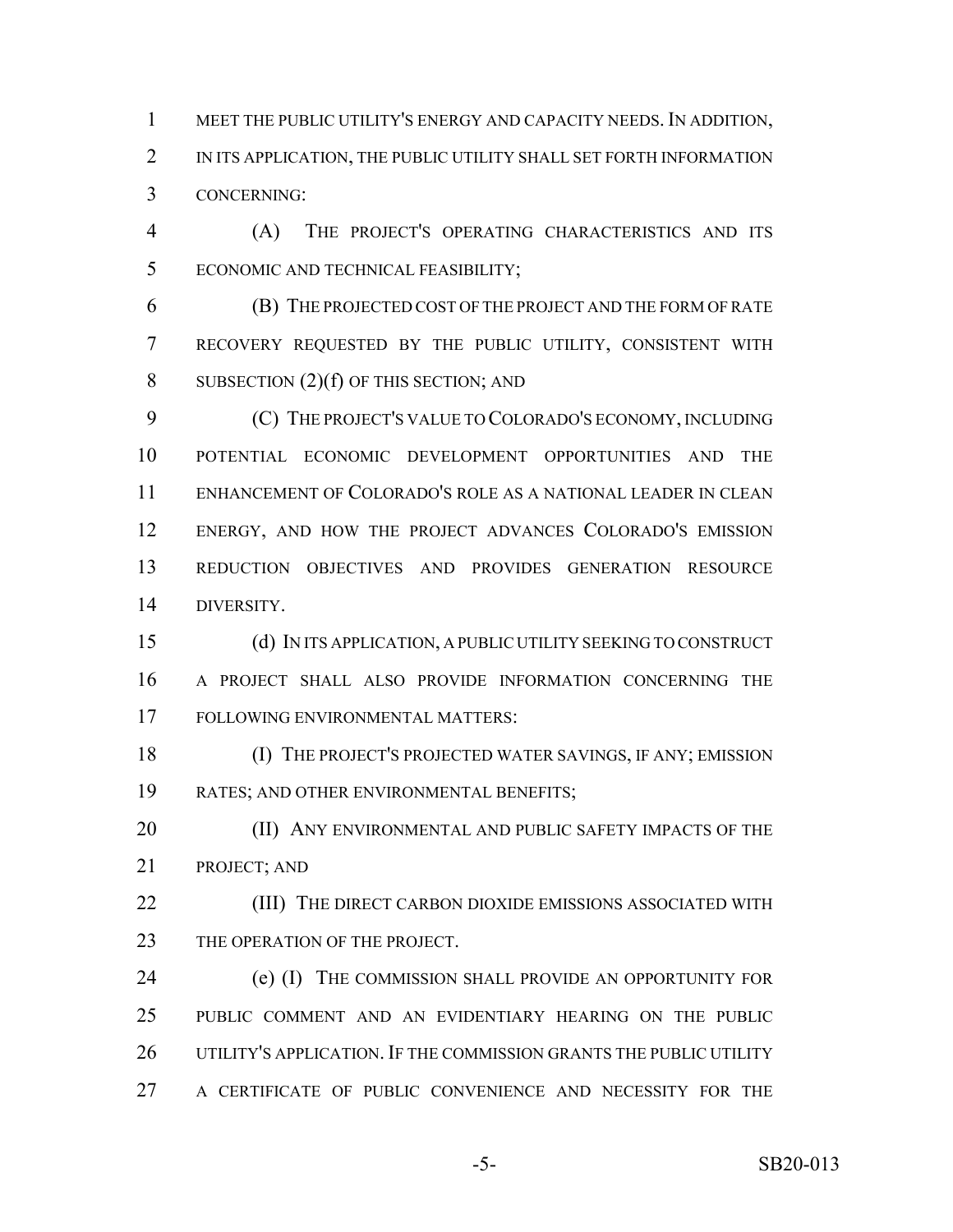MEET THE PUBLIC UTILITY'S ENERGY AND CAPACITY NEEDS. IN ADDITION, IN ITS APPLICATION, THE PUBLIC UTILITY SHALL SET FORTH INFORMATION CONCERNING:

(A) THE PROJECT'S OPERATING CHARACTERISTICS AND ITS ECONOMIC AND TECHNICAL FEASIBILITY;

(B) THE PROJECTED COST OF THE PROJECT AND THE FORM OF RATE RECOVERY REQUESTED BY THE PUBLIC UTILITY, CONSISTENT WITH SUBSECTION (2)(f) OF THIS SECTION; AND

(C) THE PROJECT'S VALUE TO COLORADO'S ECONOMY, INCLUDING POTENTIAL ECONOMIC DEVELOPMENT OPPORTUNITIES AND THE ENHANCEMENT OF COLORADO'S ROLE AS A NATIONAL LEADER IN CLEAN ENERGY, AND HOW THE PROJECT ADVANCES COLORADO'S EMISSION REDUCTION OBJECTIVES AND PROVIDES GENERATION RESOURCE DIVERSITY.

(d) IN ITS APPLICATION, A PUBLIC UTILITY SEEKING TO CONSTRUCT A PROJECT SHALL ALSO PROVIDE INFORMATION CONCERNING THE FOLLOWING ENVIRONMENTAL MATTERS:

(I) THE PROJECT'S PROJECTED WATER SAVINGS, IF ANY; EMISSION RATES; AND OTHER ENVIRONMENTAL BENEFITS;

(II) ANY ENVIRONMENTAL AND PUBLIC SAFETY IMPACTS OF THE PROJECT; AND

(III) THE DIRECT CARBON DIOXIDE EMISSIONS ASSOCIATED WITH THE OPERATION OF THE PROJECT.

(e) (I) THE COMMISSION SHALL PROVIDE AN OPPORTUNITY FOR PUBLIC COMMENT AND AN EVIDENTIARY HEARING ON THE PUBLIC UTILITY'S APPLICATION. IF THE COMMISSION GRANTS THE PUBLIC UTILITY A CERTIFICATE OF PUBLIC CONVENIENCE AND NECESSITY FOR THE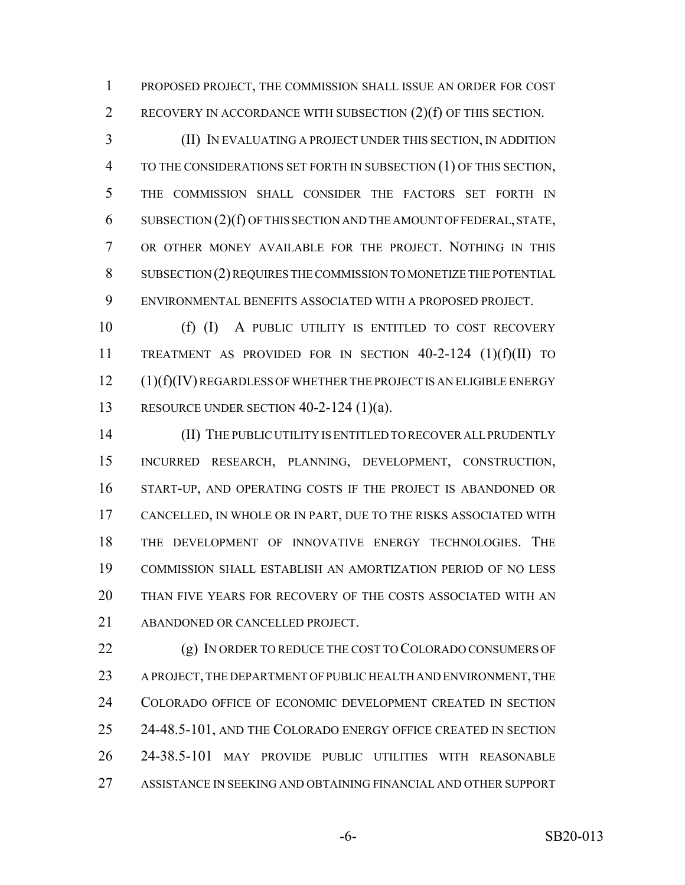PROPOSED PROJECT, THE COMMISSION SHALL ISSUE AN ORDER FOR COST RECOVERY IN ACCORDANCE WITH SUBSECTION (2)(f) OF THIS SECTION.

(II) IN EVALUATING A PROJECT UNDER THIS SECTION, IN ADDITION TO THE CONSIDERATIONS SET FORTH IN SUBSECTION (1) OF THIS SECTION, THE COMMISSION SHALL CONSIDER THE FACTORS SET FORTH IN SUBSECTION (2)(f) OF THIS SECTION AND THE AMOUNT OF FEDERAL, STATE, OR OTHER MONEY AVAILABLE FOR THE PROJECT. NOTHING IN THIS SUBSECTION (2) REQUIRES THE COMMISSION TO MONETIZE THE POTENTIAL ENVIRONMENTAL BENEFITS ASSOCIATED WITH A PROPOSED PROJECT.

(f) (I) A PUBLIC UTILITY IS ENTITLED TO COST RECOVERY TREATMENT AS PROVIDED FOR IN SECTION 40-2-124 (1)(f)(II) TO (1)(f)(IV) REGARDLESS OF WHETHER THE PROJECT IS AN ELIGIBLE ENERGY RESOURCE UNDER SECTION 40-2-124 (1)(a).

(II) THE PUBLIC UTILITY IS ENTITLED TO RECOVER ALL PRUDENTLY INCURRED RESEARCH, PLANNING, DEVELOPMENT, CONSTRUCTION, START-UP, AND OPERATING COSTS IF THE PROJECT IS ABANDONED OR CANCELLED, IN WHOLE OR IN PART, DUE TO THE RISKS ASSOCIATED WITH THE DEVELOPMENT OF INNOVATIVE ENERGY TECHNOLOGIES. THE COMMISSION SHALL ESTABLISH AN AMORTIZATION PERIOD OF NO LESS THAN FIVE YEARS FOR RECOVERY OF THE COSTS ASSOCIATED WITH AN ABANDONED OR CANCELLED PROJECT.

(g) IN ORDER TO REDUCE THE COST TO COLORADO CONSUMERS OF A PROJECT, THE DEPARTMENT OF PUBLIC HEALTH AND ENVIRONMENT, THE COLORADO OFFICE OF ECONOMIC DEVELOPMENT CREATED IN SECTION 24-48.5-101, AND THE COLORADO ENERGY OFFICE CREATED IN SECTION 24-38.5-101 MAY PROVIDE PUBLIC UTILITIES WITH REASONABLE ASSISTANCE IN SEEKING AND OBTAINING FINANCIAL AND OTHER SUPPORT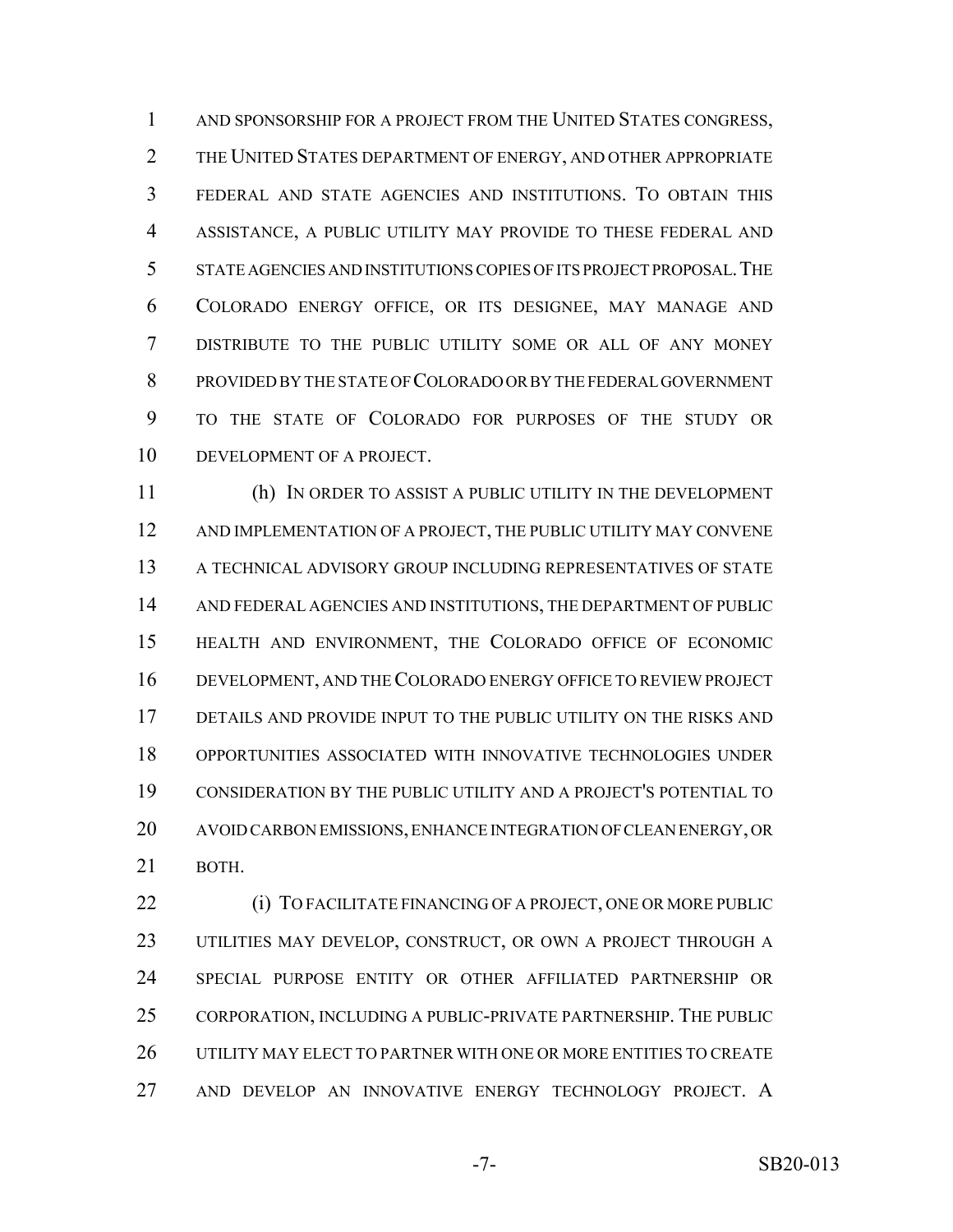AND SPONSORSHIP FOR A PROJECT FROM THE UNITED STATES CONGRESS, THE UNITED STATES DEPARTMENT OF ENERGY, AND OTHER APPROPRIATE FEDERAL AND STATE AGENCIES AND INSTITUTIONS. TO OBTAIN THIS ASSISTANCE, A PUBLIC UTILITY MAY PROVIDE TO THESE FEDERAL AND STATE AGENCIES AND INSTITUTIONS COPIES OF ITS PROJECT PROPOSAL. THE COLORADO ENERGY OFFICE, OR ITS DESIGNEE, MAY MANAGE AND DISTRIBUTE TO THE PUBLIC UTILITY SOME OR ALL OF ANY MONEY PROVIDED BY THE STATE OF COLORADO OR BY THE FEDERAL GOVERNMENT TO THE STATE OF COLORADO FOR PURPOSES OF THE STUDY OR DEVELOPMENT OF A PROJECT.

(h) IN ORDER TO ASSIST A PUBLIC UTILITY IN THE DEVELOPMENT AND IMPLEMENTATION OF A PROJECT, THE PUBLIC UTILITY MAY CONVENE A TECHNICAL ADVISORY GROUP INCLUDING REPRESENTATIVES OF STATE AND FEDERAL AGENCIES AND INSTITUTIONS, THE DEPARTMENT OF PUBLIC HEALTH AND ENVIRONMENT, THE COLORADO OFFICE OF ECONOMIC DEVELOPMENT, AND THE COLORADO ENERGY OFFICE TO REVIEW PROJECT DETAILS AND PROVIDE INPUT TO THE PUBLIC UTILITY ON THE RISKS AND OPPORTUNITIES ASSOCIATED WITH INNOVATIVE TECHNOLOGIES UNDER CONSIDERATION BY THE PUBLIC UTILITY AND A PROJECT'S POTENTIAL TO AVOID CARBON EMISSIONS, ENHANCE INTEGRATION OF CLEAN ENERGY, OR BOTH.

(i) TO FACILITATE FINANCING OF A PROJECT, ONE OR MORE PUBLIC UTILITIES MAY DEVELOP, CONSTRUCT, OR OWN A PROJECT THROUGH A SPECIAL PURPOSE ENTITY OR OTHER AFFILIATED PARTNERSHIP OR CORPORATION, INCLUDING A PUBLIC-PRIVATE PARTNERSHIP. THE PUBLIC UTILITY MAY ELECT TO PARTNER WITH ONE OR MORE ENTITIES TO CREATE AND DEVELOP AN INNOVATIVE ENERGY TECHNOLOGY PROJECT. A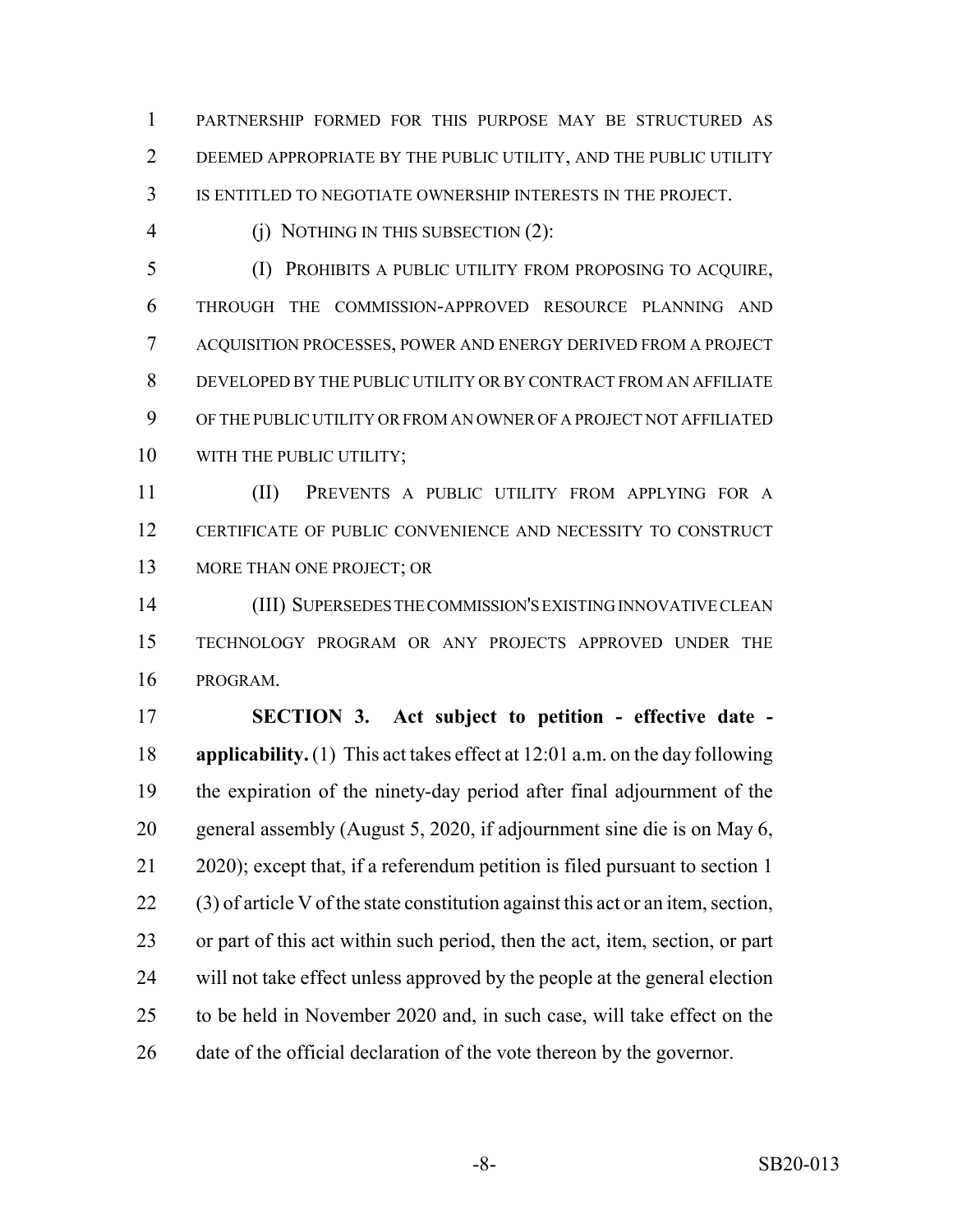PARTNERSHIP FORMED FOR THIS PURPOSE MAY BE STRUCTURED AS DEEMED APPROPRIATE BY THE PUBLIC UTILITY, AND THE PUBLIC UTILITY IS ENTITLED TO NEGOTIATE OWNERSHIP INTERESTS IN THE PROJECT.

(j) NOTHING IN THIS SUBSECTION (2):

(I) PROHIBITS A PUBLIC UTILITY FROM PROPOSING TO ACQUIRE, THROUGH THE COMMISSION-APPROVED RESOURCE PLANNING AND ACQUISITION PROCESSES, POWER AND ENERGY DERIVED FROM A PROJECT DEVELOPED BY THE PUBLIC UTILITY OR BY CONTRACT FROM AN AFFILIATE OF THE PUBLIC UTILITY OR FROM AN OWNER OF A PROJECT NOT AFFILIATED WITH THE PUBLIC UTILITY;

(II) PREVENTS A PUBLIC UTILITY FROM APPLYING FOR A CERTIFICATE OF PUBLIC CONVENIENCE AND NECESSITY TO CONSTRUCT MORE THAN ONE PROJECT; OR

(III) SUPERSEDES THE COMMISSION'S EXISTING INNOVATIVE CLEAN TECHNOLOGY PROGRAM OR ANY PROJECTS APPROVED UNDER THE PROGRAM.

**SECTION 3. Act subject to petition - effective date - applicability.** (1) This act takes effect at 12:01 a.m. on the day following the expiration of the ninety-day period after final adjournment of the general assembly (August 5, 2020, if adjournment sine die is on May 6, 2020); except that, if a referendum petition is filed pursuant to section 1 (3) of article V of the state constitution against this act or an item, section, or part of this act within such period, then the act, item, section, or part will not take effect unless approved by the people at the general election to be held in November 2020 and, in such case, will take effect on the date of the official declaration of the vote thereon by the governor.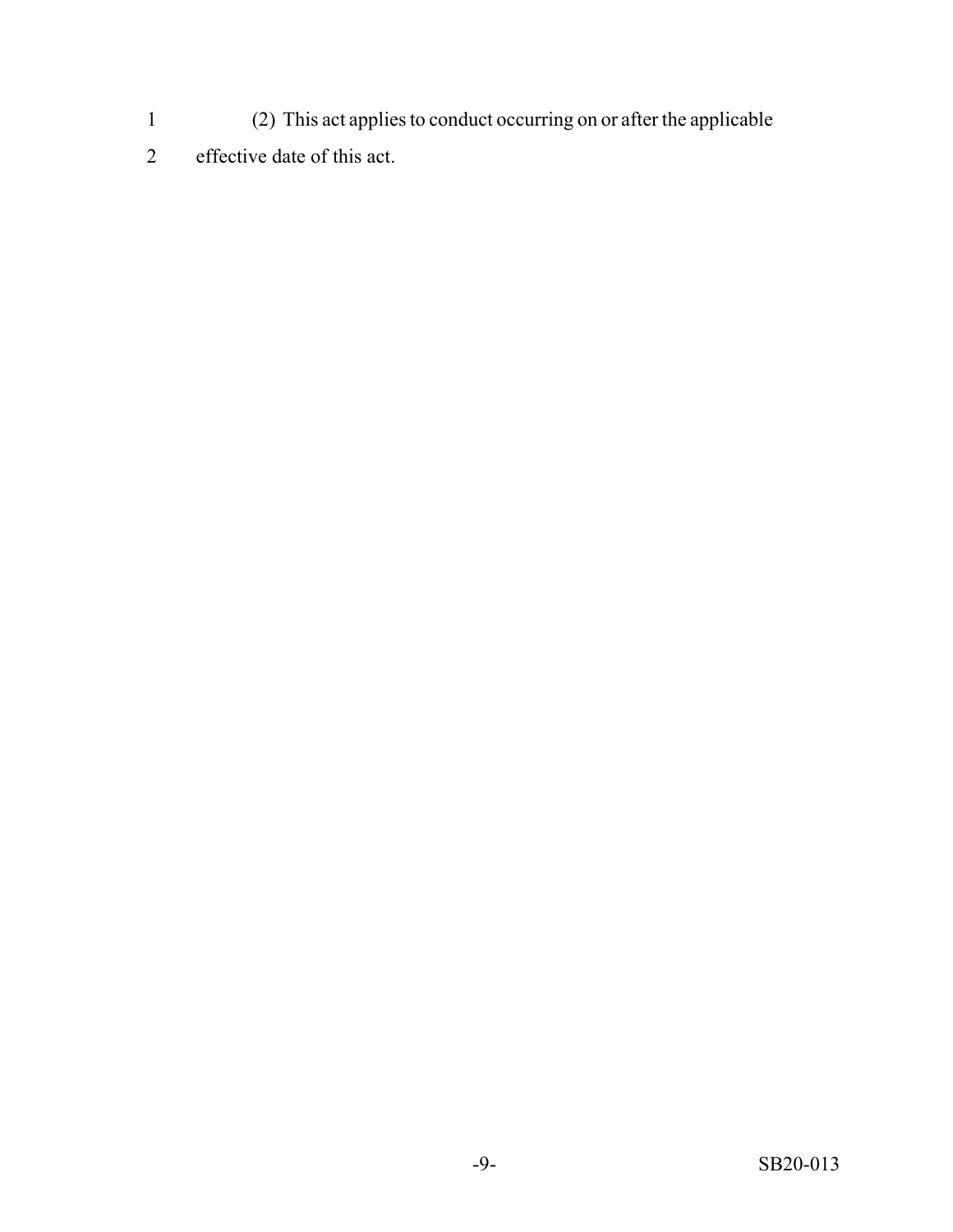(2) This act applies to conduct occurring on or after the applicable effective date of this act.